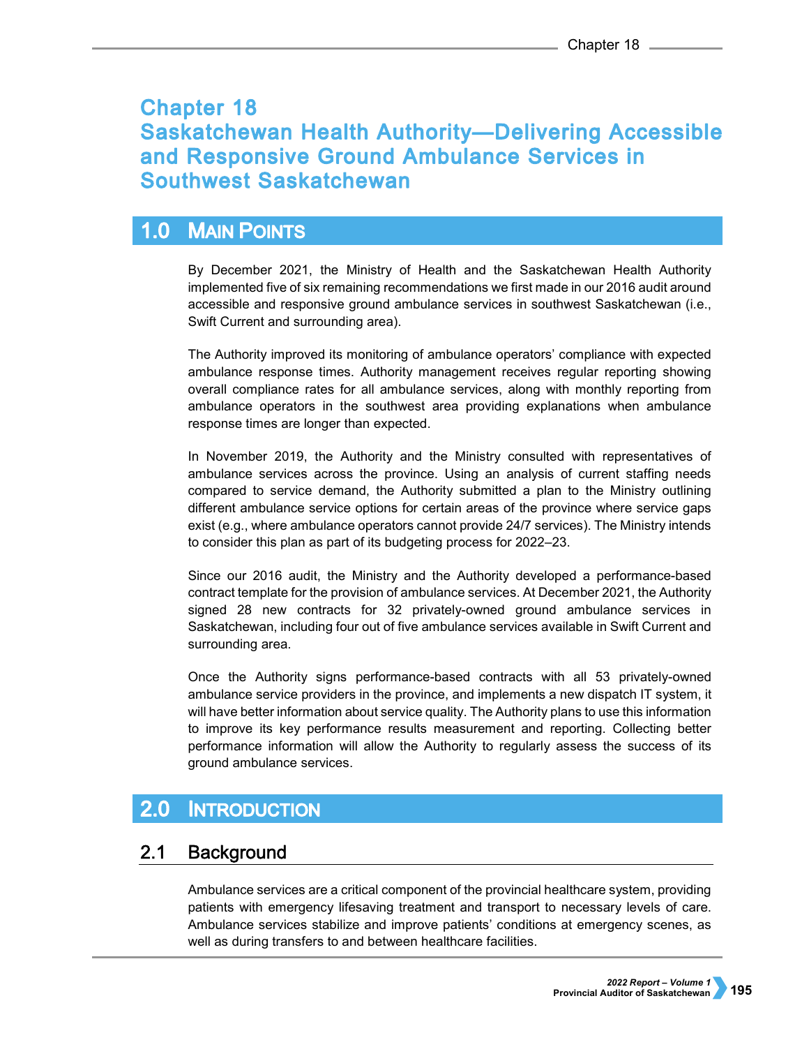# Chapter 18
# Saskatchewan Health Authority—Delivering Accessible and Responsive Ground Ambulance Services in Southwest Saskatchewan

## 1.0 Main Points

By December 2021, the Ministry of Health and the Saskatchewan Health Authority implemented five of six remaining recommendations we first made in our 2016 audit around accessible and responsive ground ambulance services in southwest Saskatchewan (i.e., Swift Current and surrounding area).

The Authority improved its monitoring of ambulance operators' compliance with expected ambulance response times. Authority management receives regular reporting showing overall compliance rates for all ambulance services, along with monthly reporting from ambulance operators in the southwest area providing explanations when ambulance response times are longer than expected.

In November 2019, the Authority and the Ministry consulted with representatives of ambulance services across the province. Using an analysis of current staffing needs compared to service demand, the Authority submitted a plan to the Ministry outlining different ambulance service options for certain areas of the province where service gaps exist (e.g., where ambulance operators cannot provide 24/7 services). The Ministry intends to consider this plan as part of its budgeting process for 2022–23.

Since our 2016 audit, the Ministry and the Authority developed a performance-based contract template for the provision of ambulance services. At December 2021, the Authority signed 28 new contracts for 32 privately-owned ground ambulance services in Saskatchewan, including four out of five ambulance services available in Swift Current and surrounding area.

Once the Authority signs performance-based contracts with all 53 privately-owned ambulance service providers in the province, and implements a new dispatch IT system, it will have better information about service quality. The Authority plans to use this information to improve its key performance results measurement and reporting. Collecting better performance information will allow the Authority to regularly assess the success of its ground ambulance services.

## 2.0 Introduction

### 2.1 Background

Ambulance services are a critical component of the provincial healthcare system, providing patients with emergency lifesaving treatment and transport to necessary levels of care. Ambulance services stabilize and improve patients' conditions at emergency scenes, as well as during transfers to and between healthcare facilities.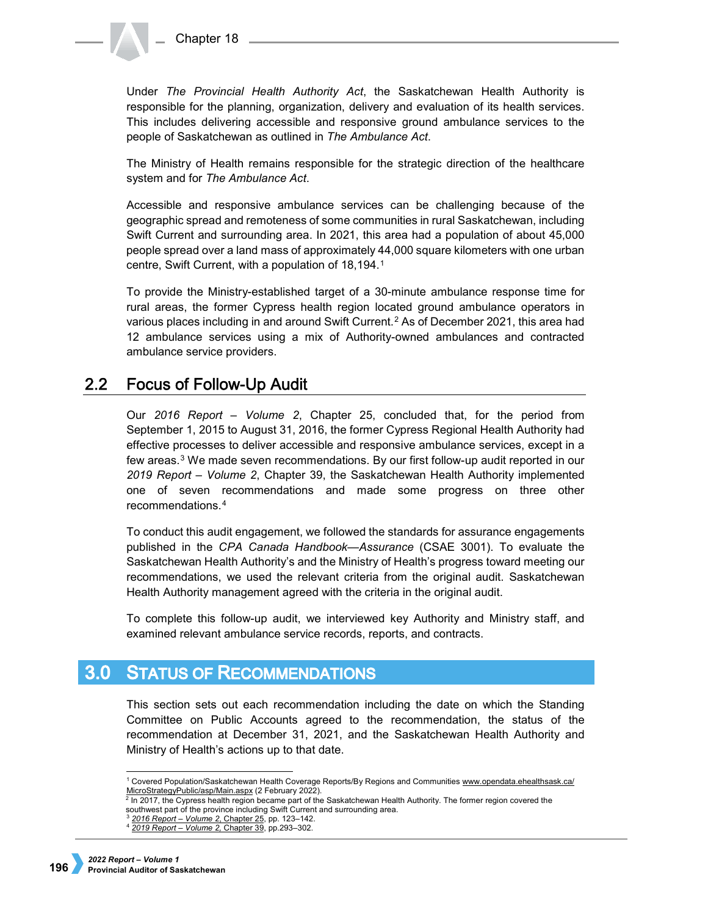Under *The Provincial Health Authority Act*, the Saskatchewan Health Authority is responsible for the planning, organization, delivery and evaluation of its health services. This includes delivering accessible and responsive ground ambulance services to the people of Saskatchewan as outlined in *The Ambulance Act*.

The Ministry of Health remains responsible for the strategic direction of the healthcare system and for *The Ambulance Act*.

Accessible and responsive ambulance services can be challenging because of the geographic spread and remoteness of some communities in rural Saskatchewan, including Swift Current and surrounding area. In 2021, this area had a population of about 45,000 people spread over a land mass of approximately 44,000 square kilometers with one urban centre, Swift Current, with a population of 18,194.[1]

To provide the Ministry-established target of a 30-minute ambulance response time for rural areas, the former Cypress health region located ground ambulance operators in various places including in and around Swift Current.[2] As of December 2021, this area had 12 ambulance services using a mix of Authority-owned ambulances and contracted ambulance service providers.

## 2.2 Focus of Follow-Up Audit

Our *2016 Report – Volume 2*, Chapter 25, concluded that, for the period from September 1, 2015 to August 31, 2016, the former Cypress Regional Health Authority had effective processes to deliver accessible and responsive ambulance services, except in a few areas.[3] We made seven recommendations. By our first follow-up audit reported in our *2019 Report – Volume 2*, Chapter 39, the Saskatchewan Health Authority implemented one of seven recommendations and made some progress on three other recommendations.[4]

To conduct this audit engagement, we followed the standards for assurance engagements published in the *CPA Canada Handbook—Assurance* (CSAE 3001). To evaluate the Saskatchewan Health Authority's and the Ministry of Health's progress toward meeting our recommendations, we used the relevant criteria from the original audit. Saskatchewan Health Authority management agreed with the criteria in the original audit.

To complete this follow-up audit, we interviewed key Authority and Ministry staff, and examined relevant ambulance service records, reports, and contracts.

# 3.0 Status of Recommendations

This section sets out each recommendation including the date on which the Standing Committee on Public Accounts agreed to the recommendation, the status of the recommendation at December 31, 2021, and the Saskatchewan Health Authority and Ministry of Health's actions up to that date.

---

[1] Covered Population/Saskatchewan Health Coverage Reports/By Regions and Communities www.opendata.ehealthsask.ca/MicroStrategyPublic/asp/Main.aspx (2 February 2022).

[2] In 2017, the Cypress health region became part of the Saskatchewan Health Authority. The former region covered the southwest part of the province including Swift Current and surrounding area.

[3] *2016 Report – Volume 2*, Chapter 25, pp. 123–142.

[4] *2019 Report – Volume 2*, Chapter 39, pp.293–302.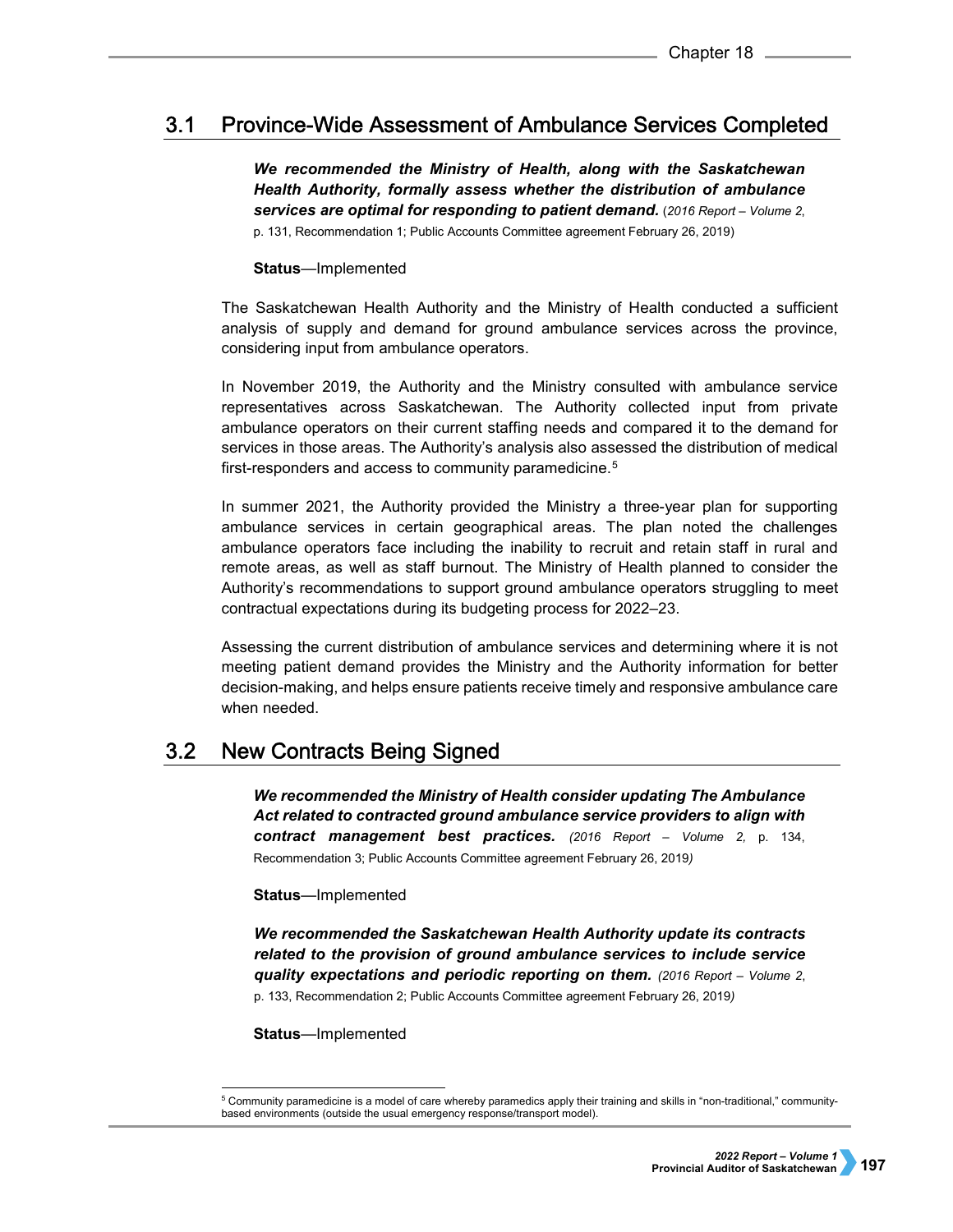## 3.1 Province-Wide Assessment of Ambulance Services Completed

***We recommended the Ministry of Health, along with the Saskatchewan Health Authority, formally assess whether the distribution of ambulance services are optimal for responding to patient demand.*** (*2016 Report – Volume 2*, p. 131, Recommendation 1; Public Accounts Committee agreement February 26, 2019)

**Status**—Implemented

The Saskatchewan Health Authority and the Ministry of Health conducted a sufficient analysis of supply and demand for ground ambulance services across the province, considering input from ambulance operators.

In November 2019, the Authority and the Ministry consulted with ambulance service representatives across Saskatchewan. The Authority collected input from private ambulance operators on their current staffing needs and compared it to the demand for services in those areas. The Authority's analysis also assessed the distribution of medical first-responders and access to community paramedicine.[5]

In summer 2021, the Authority provided the Ministry a three-year plan for supporting ambulance services in certain geographical areas. The plan noted the challenges ambulance operators face including the inability to recruit and retain staff in rural and remote areas, as well as staff burnout. The Ministry of Health planned to consider the Authority's recommendations to support ground ambulance operators struggling to meet contractual expectations during its budgeting process for 2022–23.

Assessing the current distribution of ambulance services and determining where it is not meeting patient demand provides the Ministry and the Authority information for better decision-making, and helps ensure patients receive timely and responsive ambulance care when needed.

## 3.2 New Contracts Being Signed

***We recommended the Ministry of Health consider updating The Ambulance Act related to contracted ground ambulance service providers to align with contract management best practices.*** *(2016 Report – Volume 2,* p. 134, Recommendation 3; Public Accounts Committee agreement February 26, 2019*)*

**Status**—Implemented

***We recommended the Saskatchewan Health Authority update its contracts related to the provision of ground ambulance services to include service quality expectations and periodic reporting on them.*** *(2016 Report – Volume 2*, p. 133, Recommendation 2; Public Accounts Committee agreement February 26, 2019*)*

**Status**—Implemented

[5] Community paramedicine is a model of care whereby paramedics apply their training and skills in "non-traditional," community-based environments (outside the usual emergency response/transport model).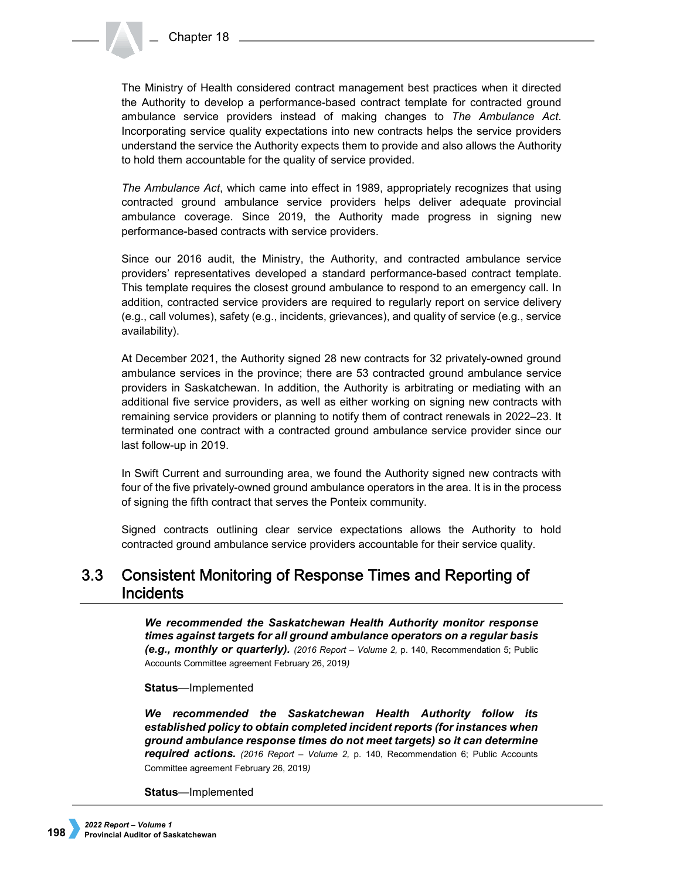The Ministry of Health considered contract management best practices when it directed the Authority to develop a performance-based contract template for contracted ground ambulance service providers instead of making changes to *The Ambulance Act*. Incorporating service quality expectations into new contracts helps the service providers understand the service the Authority expects them to provide and also allows the Authority to hold them accountable for the quality of service provided.

*The Ambulance Act*, which came into effect in 1989, appropriately recognizes that using contracted ground ambulance service providers helps deliver adequate provincial ambulance coverage. Since 2019, the Authority made progress in signing new performance-based contracts with service providers.

Since our 2016 audit, the Ministry, the Authority, and contracted ambulance service providers' representatives developed a standard performance-based contract template. This template requires the closest ground ambulance to respond to an emergency call. In addition, contracted service providers are required to regularly report on service delivery (e.g., call volumes), safety (e.g., incidents, grievances), and quality of service (e.g., service availability).

At December 2021, the Authority signed 28 new contracts for 32 privately-owned ground ambulance services in the province; there are 53 contracted ground ambulance service providers in Saskatchewan. In addition, the Authority is arbitrating or mediating with an additional five service providers, as well as either working on signing new contracts with remaining service providers or planning to notify them of contract renewals in 2022–23. It terminated one contract with a contracted ground ambulance service provider since our last follow-up in 2019.

In Swift Current and surrounding area, we found the Authority signed new contracts with four of the five privately-owned ground ambulance operators in the area. It is in the process of signing the fifth contract that serves the Ponteix community.

Signed contracts outlining clear service expectations allows the Authority to hold contracted ground ambulance service providers accountable for their service quality.

## 3.3 Consistent Monitoring of Response Times and Reporting of Incidents

***We recommended the Saskatchewan Health Authority monitor response times against targets for all ground ambulance operators on a regular basis (e.g., monthly or quarterly).*** *(2016 Report – Volume 2,* p. 140, Recommendation 5; Public Accounts Committee agreement February 26, 2019*)*

**Status**—Implemented

***We recommended the Saskatchewan Health Authority follow its established policy to obtain completed incident reports (for instances when ground ambulance response times do not meet targets) so it can determine required actions.*** *(2016 Report – Volume 2,* p. 140, Recommendation 6; Public Accounts Committee agreement February 26, 2019*)*

**Status**—Implemented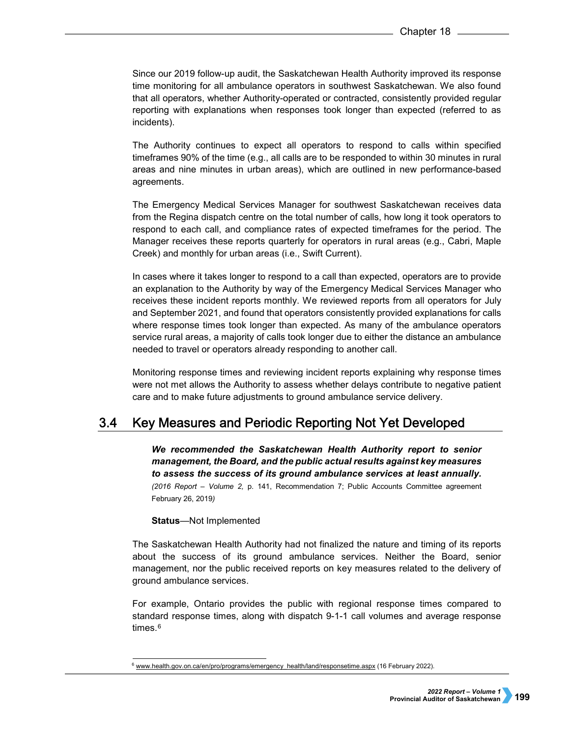Since our 2019 follow-up audit, the Saskatchewan Health Authority improved its response time monitoring for all ambulance operators in southwest Saskatchewan. We also found that all operators, whether Authority-operated or contracted, consistently provided regular reporting with explanations when responses took longer than expected (referred to as incidents).

The Authority continues to expect all operators to respond to calls within specified timeframes 90% of the time (e.g., all calls are to be responded to within 30 minutes in rural areas and nine minutes in urban areas), which are outlined in new performance-based agreements.

The Emergency Medical Services Manager for southwest Saskatchewan receives data from the Regina dispatch centre on the total number of calls, how long it took operators to respond to each call, and compliance rates of expected timeframes for the period. The Manager receives these reports quarterly for operators in rural areas (e.g., Cabri, Maple Creek) and monthly for urban areas (i.e., Swift Current).

In cases where it takes longer to respond to a call than expected, operators are to provide an explanation to the Authority by way of the Emergency Medical Services Manager who receives these incident reports monthly. We reviewed reports from all operators for July and September 2021, and found that operators consistently provided explanations for calls where response times took longer than expected. As many of the ambulance operators service rural areas, a majority of calls took longer due to either the distance an ambulance needed to travel or operators already responding to another call.

Monitoring response times and reviewing incident reports explaining why response times were not met allows the Authority to assess whether delays contribute to negative patient care and to make future adjustments to ground ambulance service delivery.

## 3.4 Key Measures and Periodic Reporting Not Yet Developed

***We recommended the Saskatchewan Health Authority report to senior management, the Board, and the public actual results against key measures to assess the success of its ground ambulance services at least annually.*** *(2016 Report – Volume 2,* p. 141, Recommendation 7; Public Accounts Committee agreement February 26, 2019*)*

**Status**—Not Implemented

The Saskatchewan Health Authority had not finalized the nature and timing of its reports about the success of its ground ambulance services. Neither the Board, senior management, nor the public received reports on key measures related to the delivery of ground ambulance services.

For example, Ontario provides the public with regional response times compared to standard response times, along with dispatch 9-1-1 call volumes and average response times.[6]

[6] www.health.gov.on.ca/en/pro/programs/emergency_health/land/responsetime.aspx (16 February 2022).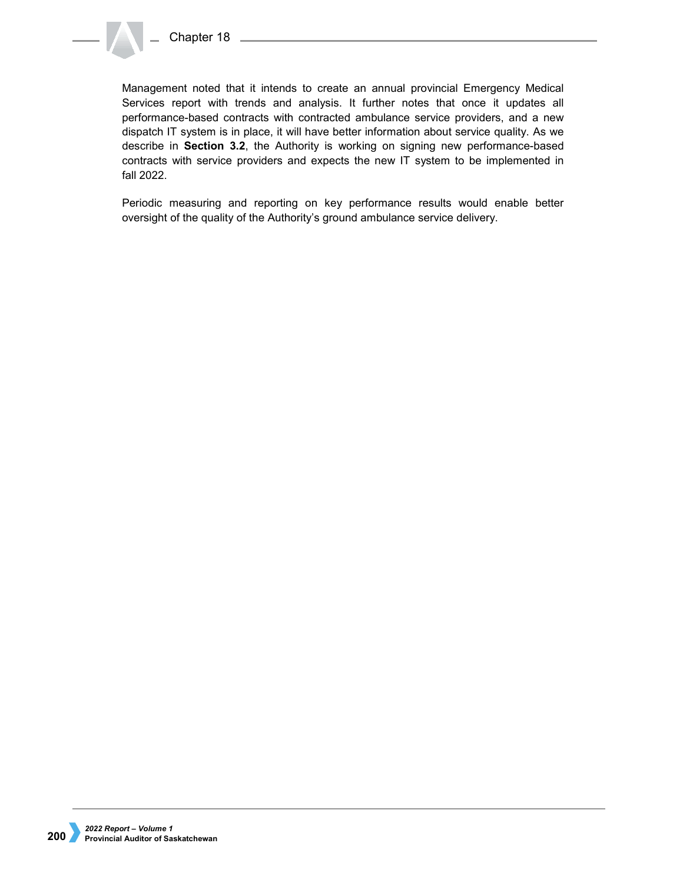Management noted that it intends to create an annual provincial Emergency Medical Services report with trends and analysis. It further notes that once it updates all performance-based contracts with contracted ambulance service providers, and a new dispatch IT system is in place, it will have better information about service quality. As we describe in **Section 3.2**, the Authority is working on signing new performance-based contracts with service providers and expects the new IT system to be implemented in fall 2022.

Periodic measuring and reporting on key performance results would enable better oversight of the quality of the Authority's ground ambulance service delivery.